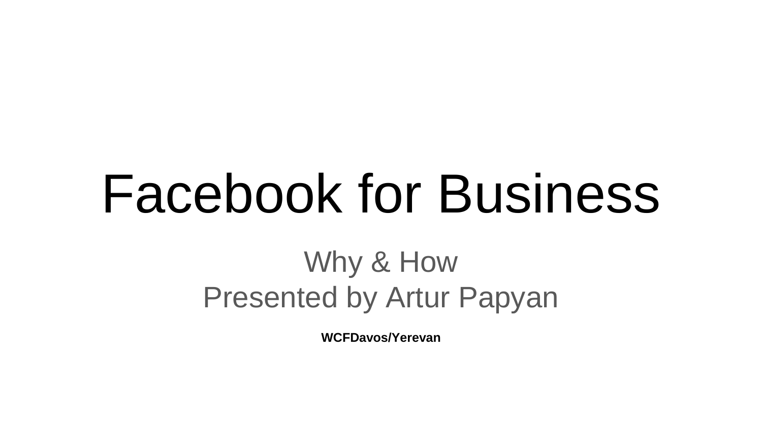# Facebook for Business

Why & How
Presented by Artur Papyan

**WCFDavos/Yerevan**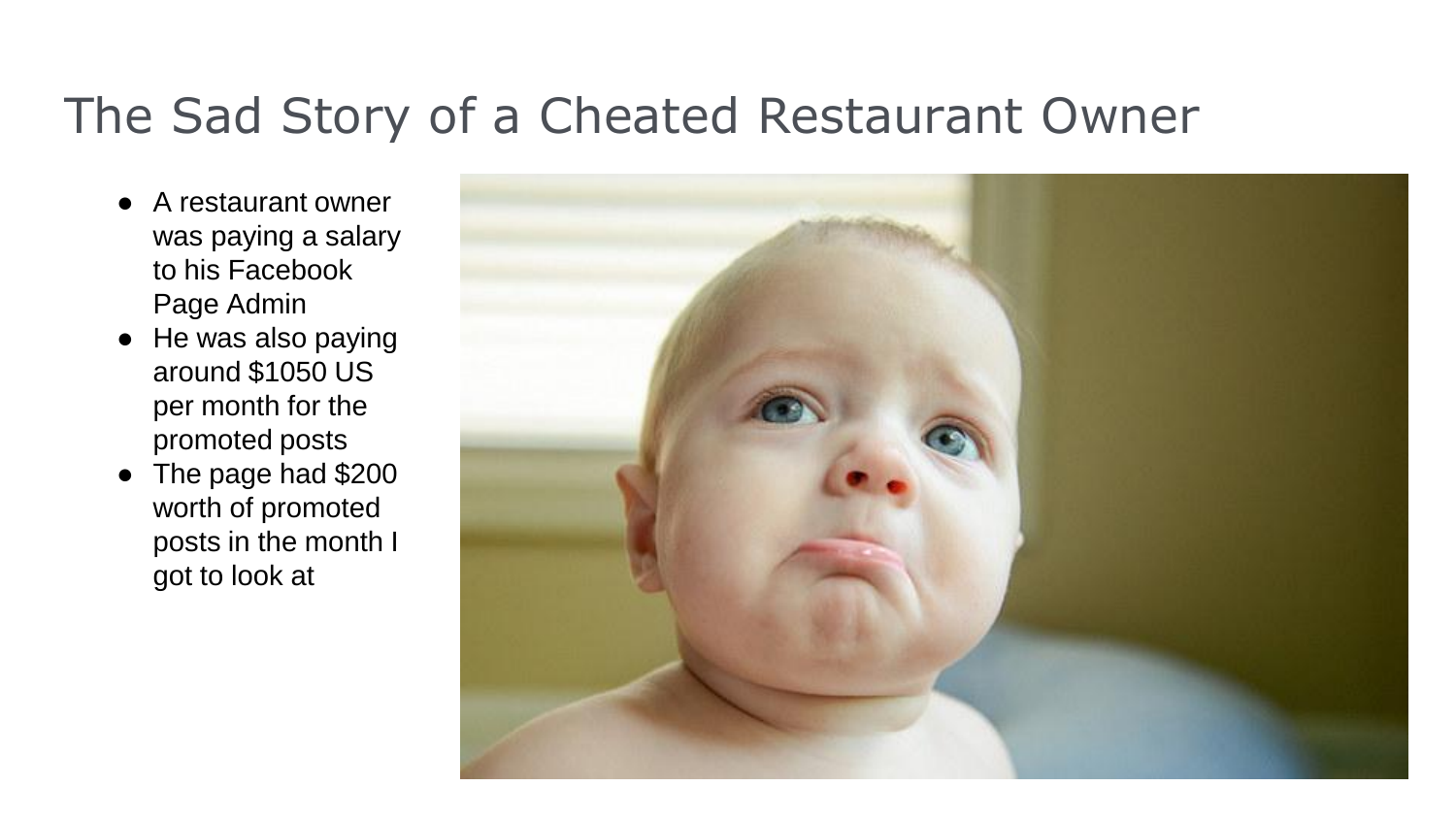# The Sad Story of a Cheated Restaurant Owner

- A restaurant owner was paying a salary to his Facebook Page Admin
- He was also paying around $1050 US per month for the promoted posts
- The page had $200 worth of promoted posts in the month I got to look at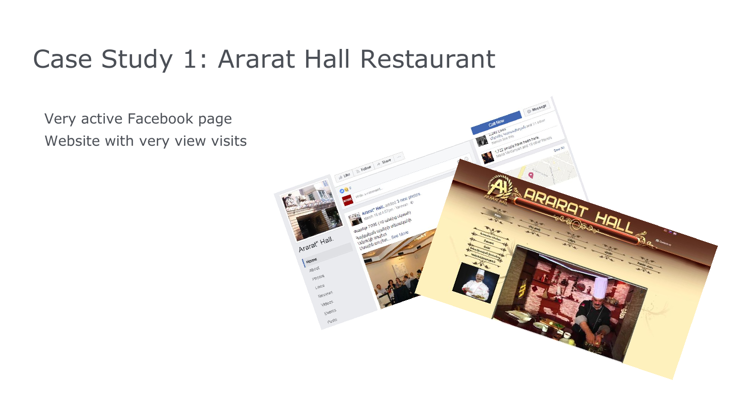# Case Study 1: Ararat Hall Restaurant

Very active Facebook page

Website with very view visits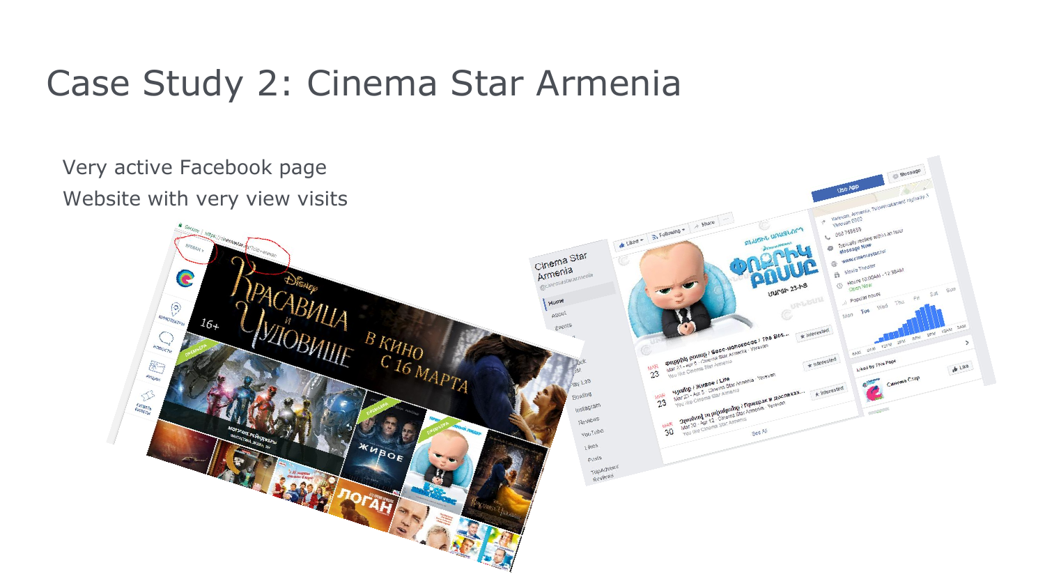# Case Study 2: Cinema Star Armenia

Very active Facebook page

Website with very view visits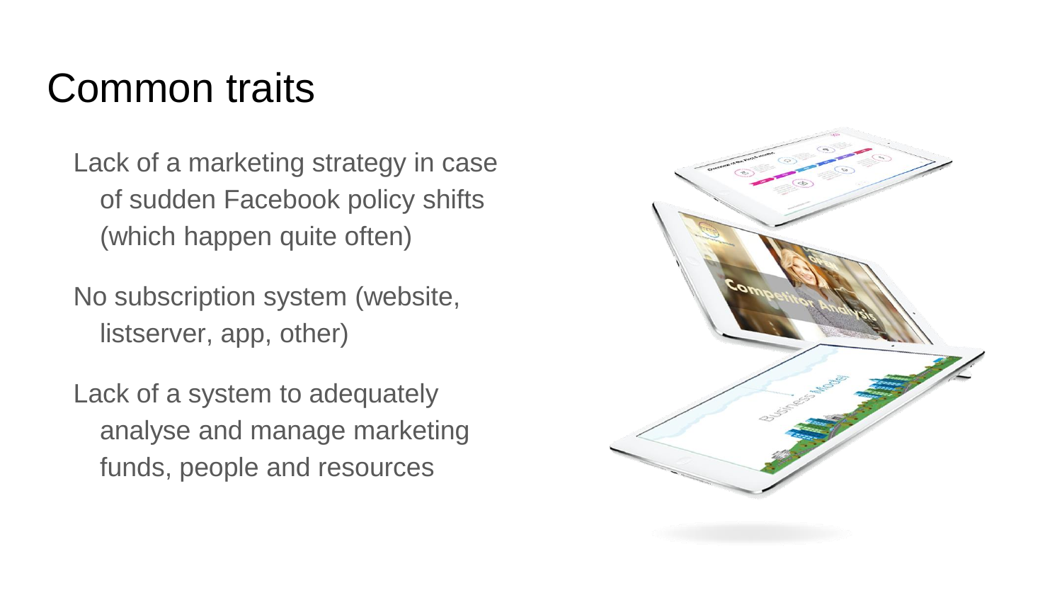# Common traits

- Lack of a marketing strategy in case of sudden Facebook policy shifts (which happen quite often)
- No subscription system (website, listserver, app, other)
- Lack of a system to adequately analyse and manage marketing funds, people and resources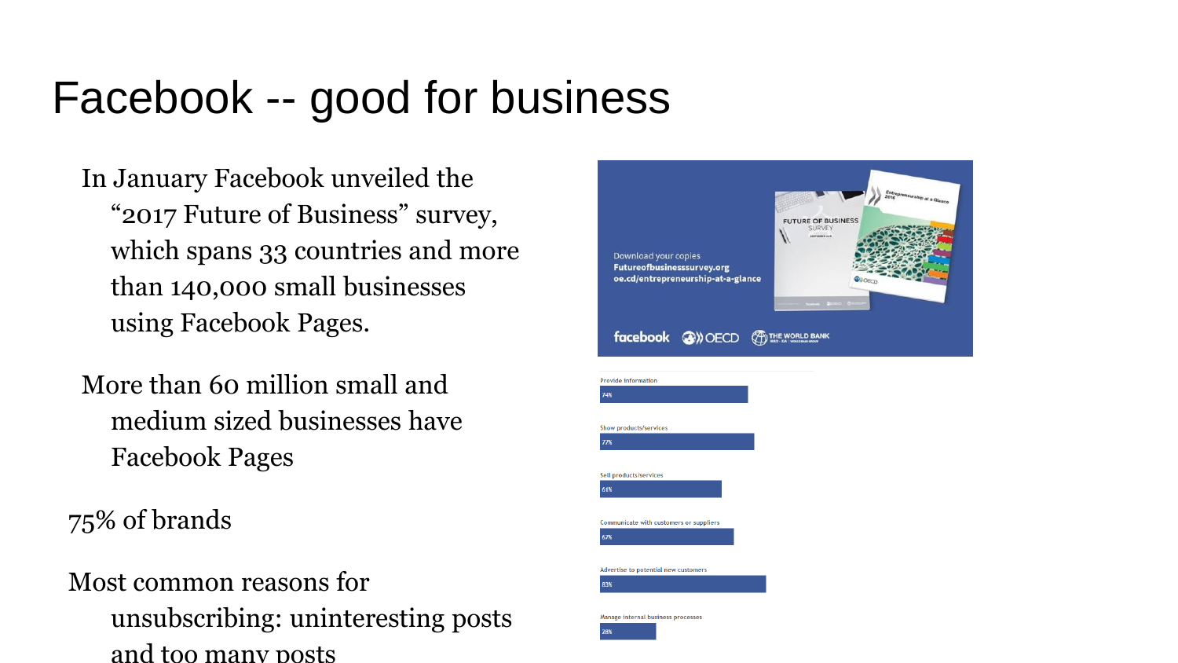# Facebook -- good for business

In January Facebook unveiled the "2017 Future of Business" survey, which spans 33 countries and more than 140,000 small businesses using Facebook Pages.

More than 60 million small and medium sized businesses have Facebook Pages

75% of brands

Most common reasons for unsubscribing: uninteresting posts and too many posts

Download your copies
Futureofbusinesssurvey.org
oe.cd/entrepreneurship-at-a-glance

facebook OECD THE WORLD BANK

| Use | Percentage |
| --- | --- |
| Provide information | 74% |
| Show products/services | 77% |
| Sell products/services | 61% |
| Communicate with customers or suppliers | 67% |
| Advertise to potential new customers | 83% |
| Manage internal business processes | 28% |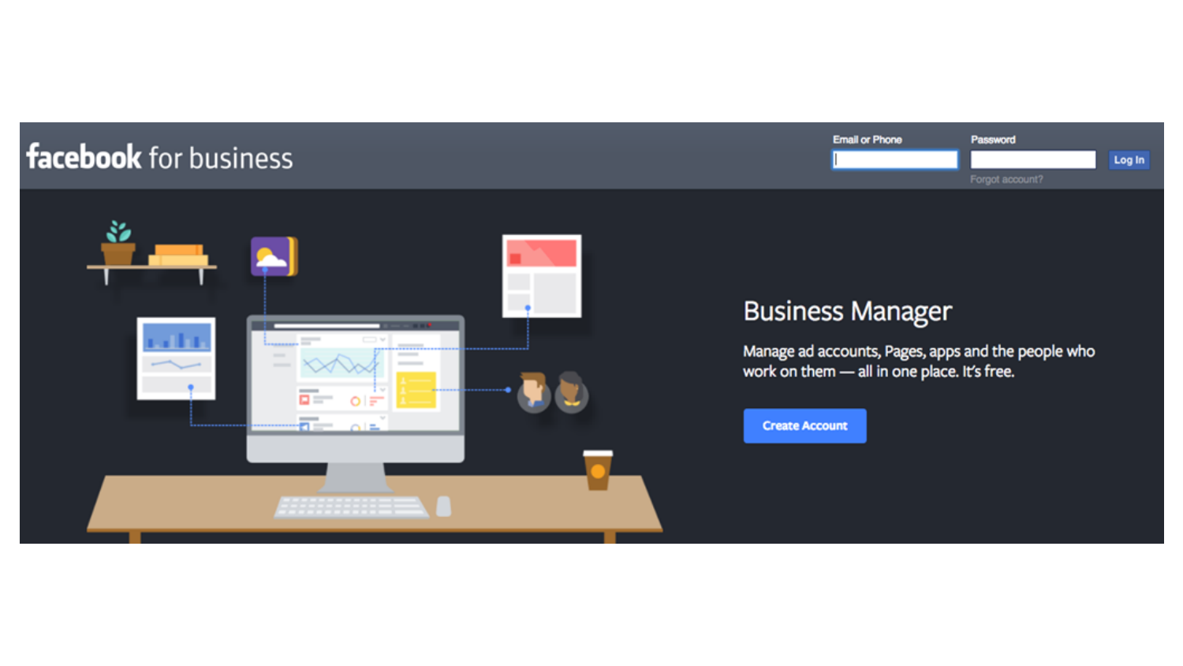facebook for business

Email or Phone

Password

Log In

Forgot account?

## Business Manager

Manage ad accounts, Pages, apps and the people who work on them — all in one place. It's free.

Create Account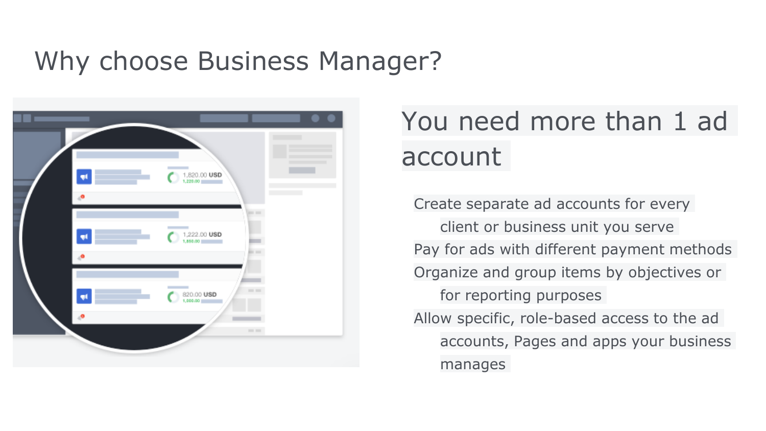# Why choose Business Manager?

## You need more than 1 ad account

- Create separate ad accounts for every client or business unit you serve
- Pay for ads with different payment methods
- Organize and group items by objectives or for reporting purposes
- Allow specific, role-based access to the ad accounts, Pages and apps your business manages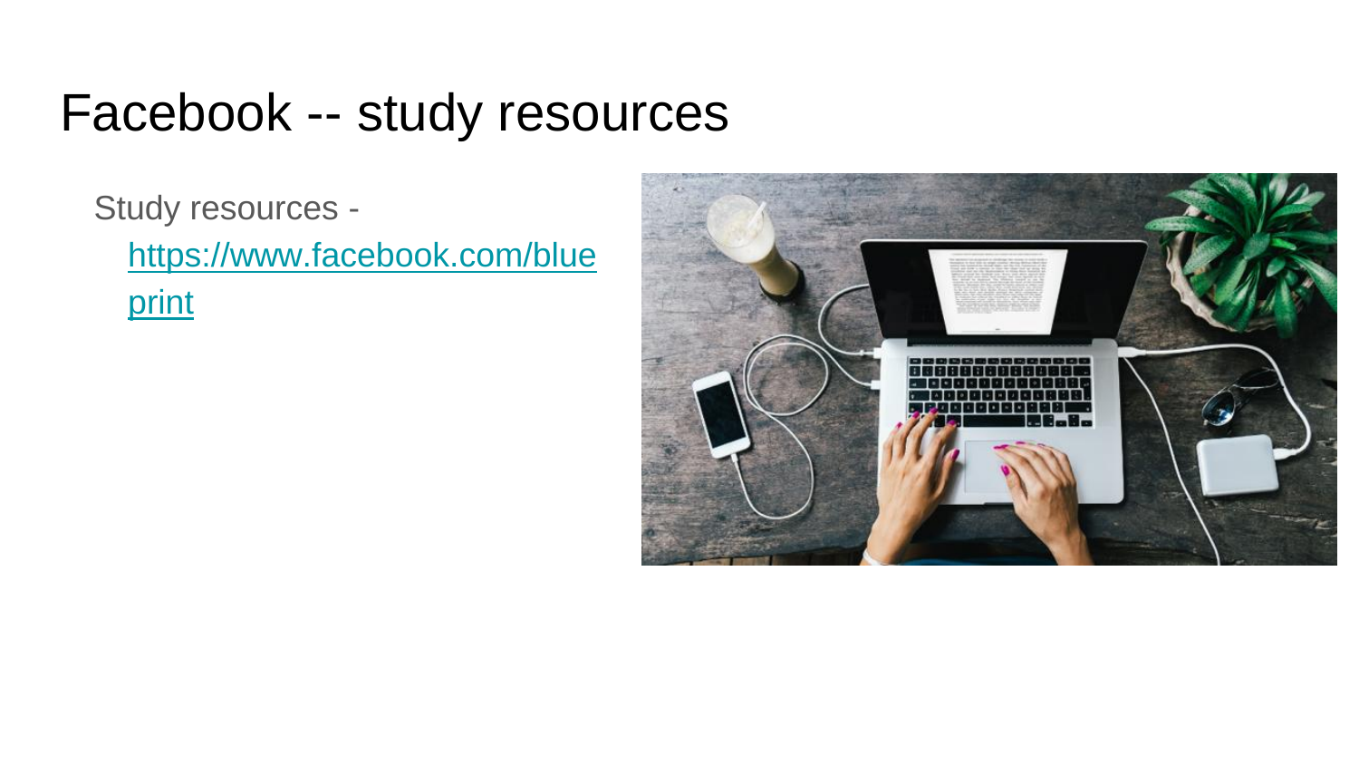# Facebook -- study resources

- Study resources - [https://www.facebook.com/blueprint](https://www.facebook.com/blueprint)